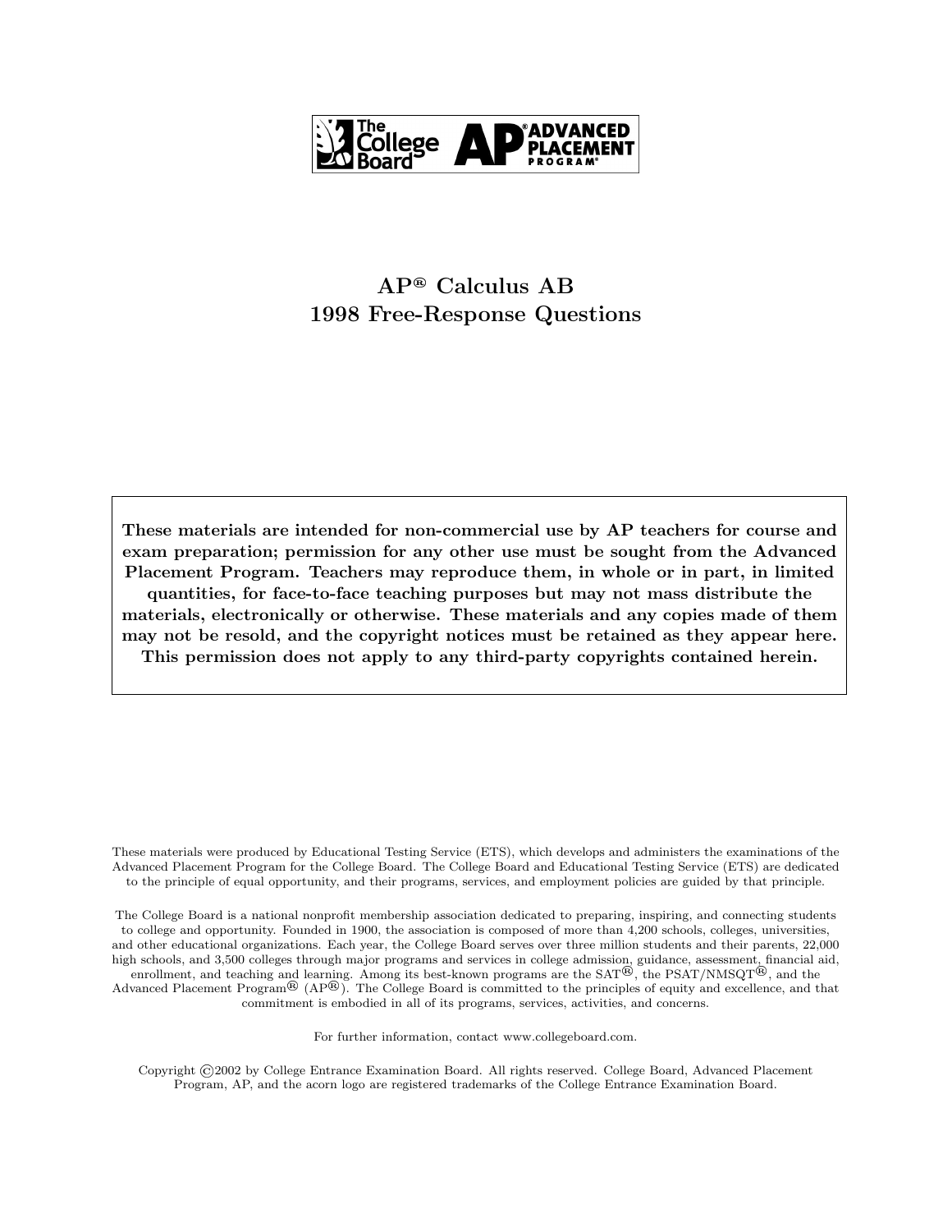The College Board AP® ADVANCED PLACEMENT PROGRAM®

# AP® Calculus AB
# 1998 Free-Response Questions

**These materials are intended for non-commercial use by AP teachers for course and exam preparation; permission for any other use must be sought from the Advanced Placement Program. Teachers may reproduce them, in whole or in part, in limited quantities, for face-to-face teaching purposes but may not mass distribute the materials, electronically or otherwise. These materials and any copies made of them may not be resold, and the copyright notices must be retained as they appear here. This permission does not apply to any third-party copyrights contained herein.**

These materials were produced by Educational Testing Service (ETS), which develops and administers the examinations of the Advanced Placement Program for the College Board. The College Board and Educational Testing Service (ETS) are dedicated to the principle of equal opportunity, and their programs, services, and employment policies are guided by that principle.

The College Board is a national nonprofit membership association dedicated to preparing, inspiring, and connecting students to college and opportunity. Founded in 1900, the association is composed of more than 4,200 schools, colleges, universities, and other educational organizations. Each year, the College Board serves over three million students and their parents, 22,000 high schools, and 3,500 colleges through major programs and services in college admission, guidance, assessment, financial aid, enrollment, and teaching and learning. Among its best-known programs are the SAT®, the PSAT/NMSQT®, and the Advanced Placement Program® (AP®). The College Board is committed to the principles of equity and excellence, and that commitment is embodied in all of its programs, services, activities, and concerns.

For further information, contact www.collegeboard.com.

Copyright ©2002 by College Entrance Examination Board. All rights reserved. College Board, Advanced Placement Program, AP, and the acorn logo are registered trademarks of the College Entrance Examination Board.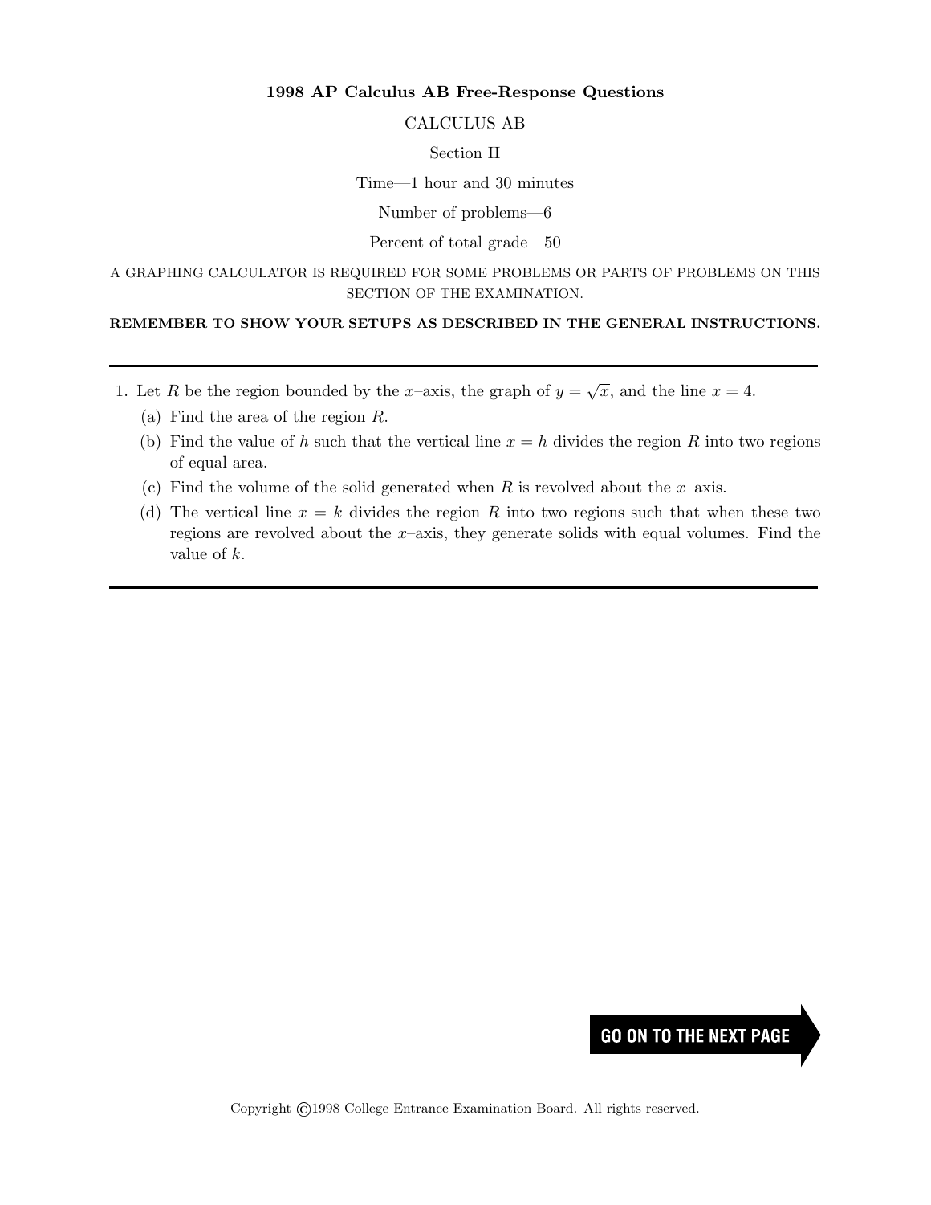**1998 AP Calculus AB Free-Response Questions**

CALCULUS AB

Section II

Time—1 hour and 30 minutes

Number of problems—6

Percent of total grade—50

A GRAPHING CALCULATOR IS REQUIRED FOR SOME PROBLEMS OR PARTS OF PROBLEMS ON THIS SECTION OF THE EXAMINATION.

**REMEMBER TO SHOW YOUR SETUPS AS DESCRIBED IN THE GENERAL INSTRUCTIONS.**

---

1. Let $R$ be the region bounded by the $x$–axis, the graph of $y = \sqrt{x}$, and the line $x = 4$.
   (a) Find the area of the region $R$.
   (b) Find the value of $h$ such that the vertical line $x = h$ divides the region $R$ into two regions of equal area.
   (c) Find the volume of the solid generated when $R$ is revolved about the $x$–axis.
   (d) The vertical line $x = k$ divides the region $R$ into two regions such that when these two regions are revolved about the $x$–axis, they generate solids with equal volumes. Find the value of $k$.

---

GO ON TO THE NEXT PAGE

Copyright ©1998 College Entrance Examination Board. All rights reserved.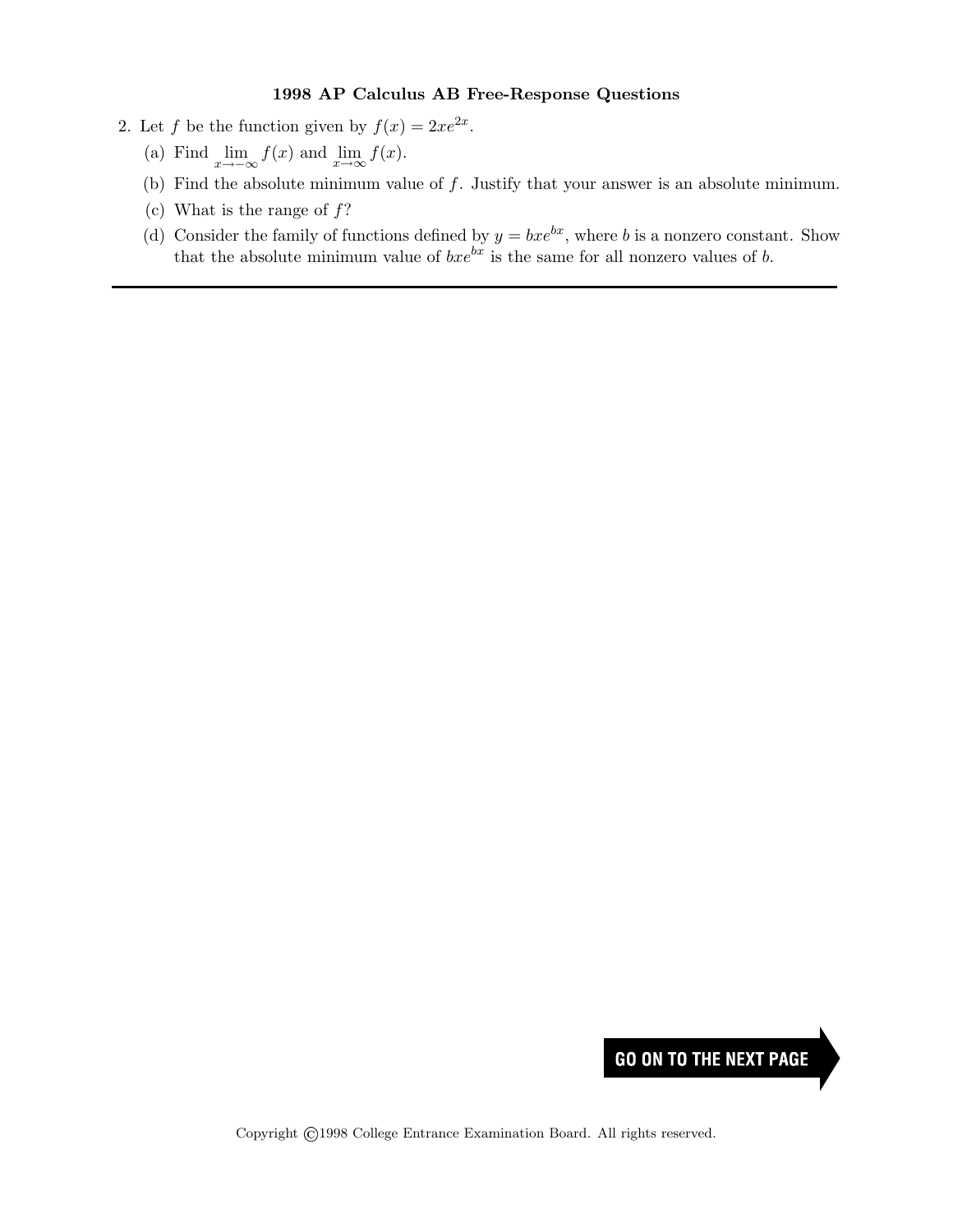**1998 AP Calculus AB Free-Response Questions**

2. Let $f$ be the function given by $f(x) = 2xe^{2x}$.

   (a) Find $\lim_{x \to -\infty} f(x)$ and $\lim_{x \to \infty} f(x)$.

   (b) Find the absolute minimum value of $f$. Justify that your answer is an absolute minimum.

   (c) What is the range of $f$?

   (d) Consider the family of functions defined by $y = bxe^{bx}$, where $b$ is a nonzero constant. Show that the absolute minimum value of $bxe^{bx}$ is the same for all nonzero values of $b$.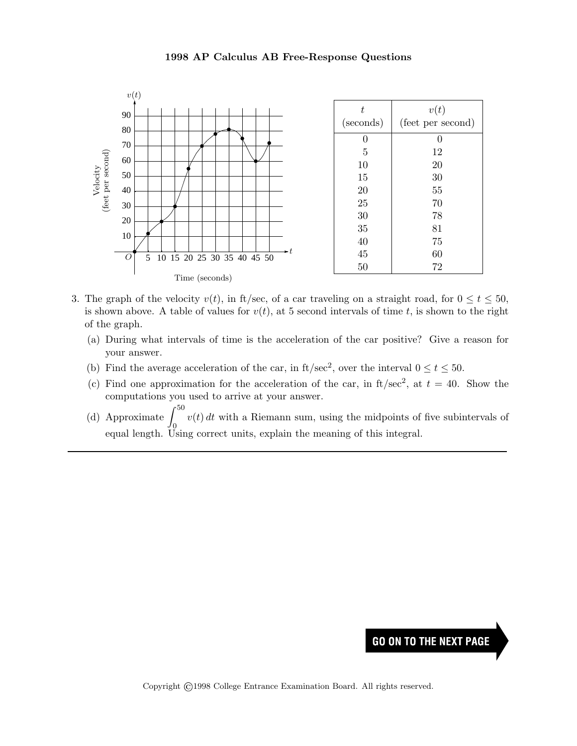| $t$ (seconds) | $v(t)$ (feet per second) |
|---|---|
| 0 | 0 |
| 5 | 12 |
| 10 | 20 |
| 15 | 30 |
| 20 | 55 |
| 25 | 70 |
| 30 | 78 |
| 35 | 81 |
| 40 | 75 |
| 45 | 60 |
| 50 | 72 |

3. The graph of the velocity $v(t)$, in ft/sec, of a car traveling on a straight road, for $0 \le t \le 50$, is shown above. A table of values for $v(t)$, at 5 second intervals of time $t$, is shown to the right of the graph.

   (a) During what intervals of time is the acceleration of the car positive? Give a reason for your answer.

   (b) Find the average acceleration of the car, in ft/sec$^2$, over the interval $0 \le t \le 50$.

   (c) Find one approximation for the acceleration of the car, in ft/sec$^2$, at $t = 40$. Show the computations you used to arrive at your answer.

   (d) Approximate $\int_0^{50} v(t)\,dt$ with a Riemann sum, using the midpoints of five subintervals of equal length. Using correct units, explain the meaning of this integral.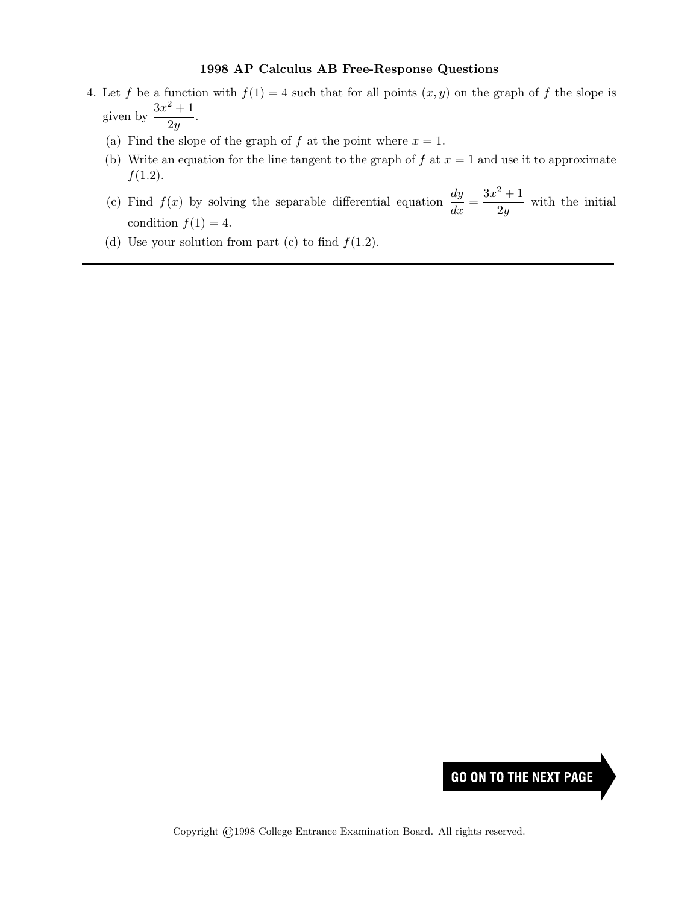## 1998 AP Calculus AB Free-Response Questions

4. Let $f$ be a function with $f(1) = 4$ such that for all points $(x, y)$ on the graph of $f$ the slope is given by $\dfrac{3x^2 + 1}{2y}$.

   (a) Find the slope of the graph of $f$ at the point where $x = 1$.

   (b) Write an equation for the line tangent to the graph of $f$ at $x = 1$ and use it to approximate $f(1.2)$.

   (c) Find $f(x)$ by solving the separable differential equation $\dfrac{dy}{dx} = \dfrac{3x^2 + 1}{2y}$ with the initial condition $f(1) = 4$.

   (d) Use your solution from part (c) to find $f(1.2)$.

---

GO ON TO THE NEXT PAGE

Copyright ©1998 College Entrance Examination Board. All rights reserved.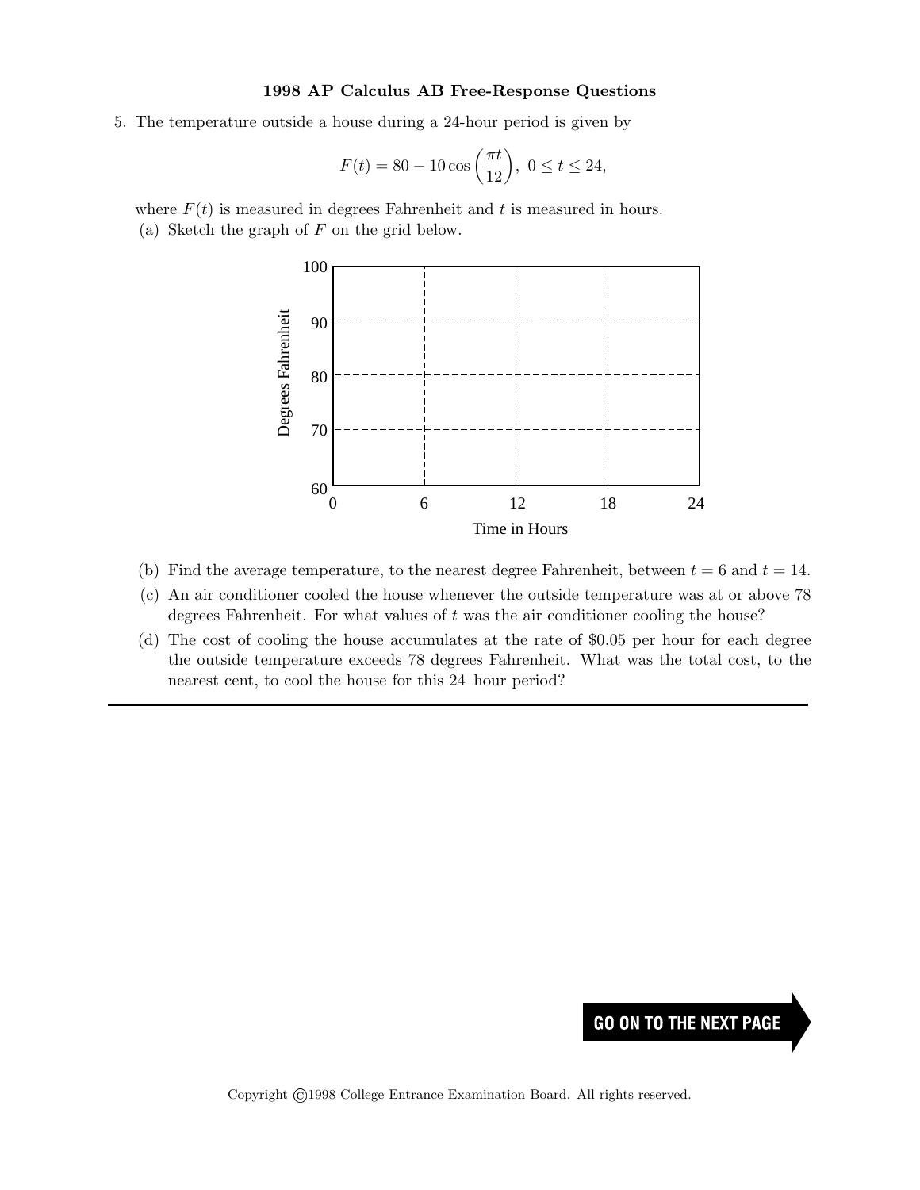**1998 AP Calculus AB Free-Response Questions**

5. The temperature outside a house during a 24-hour period is given by

$$F(t) = 80 - 10\cos\left(\frac{\pi t}{12}\right),\ 0 \le t \le 24,$$

where $F(t)$ is measured in degrees Fahrenheit and $t$ is measured in hours.

(a) Sketch the graph of $F$ on the grid below.

(b) Find the average temperature, to the nearest degree Fahrenheit, between $t = 6$ and $t = 14$.

(c) An air conditioner cooled the house whenever the outside temperature was at or above 78 degrees Fahrenheit. For what values of $t$ was the air conditioner cooling the house?

(d) The cost of cooling the house accumulates at the rate of \$0.05 per hour for each degree the outside temperature exceeds 78 degrees Fahrenheit. What was the total cost, to the nearest cent, to cool the house for this 24–hour period?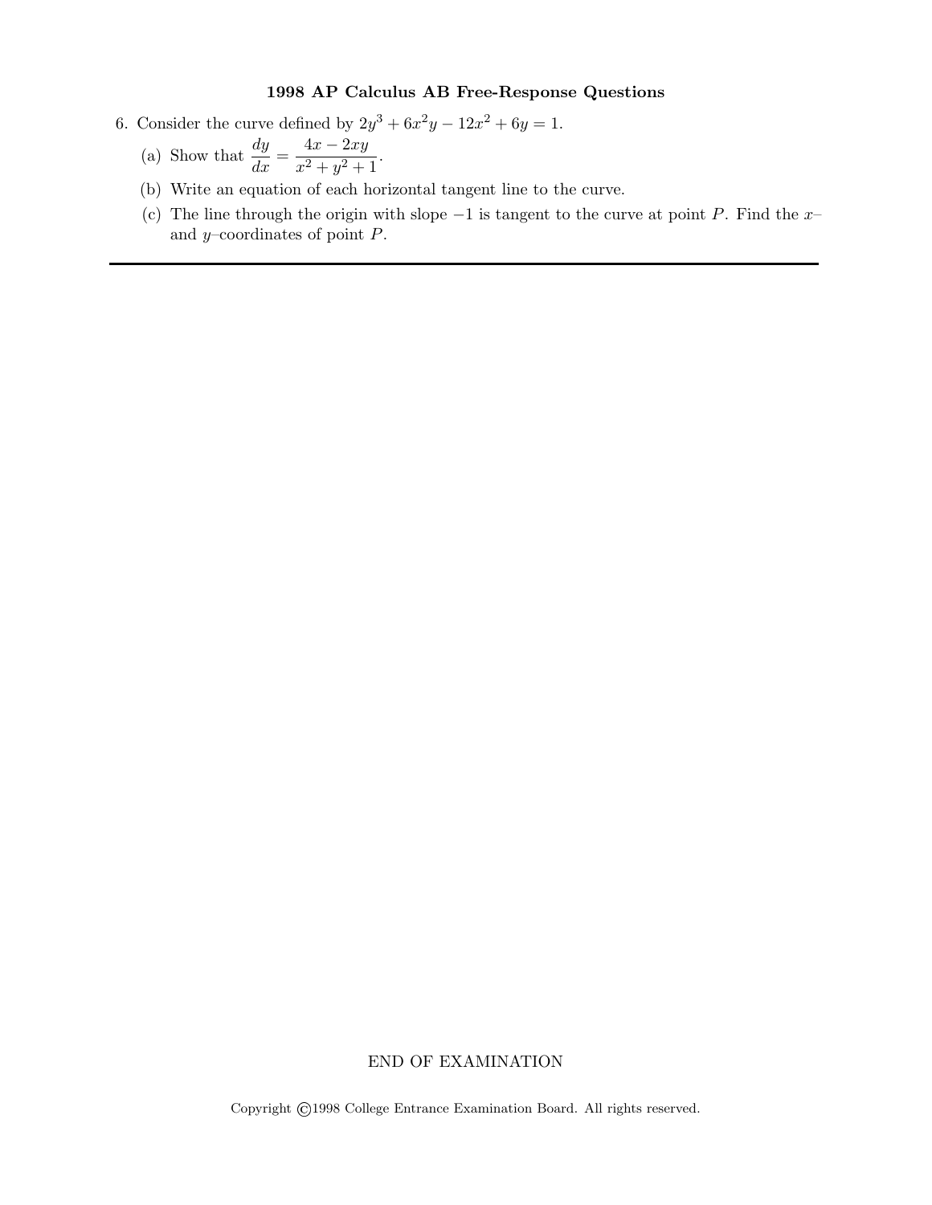**1998 AP Calculus AB Free-Response Questions**

6. Consider the curve defined by $2y^3 + 6x^2y - 12x^2 + 6y = 1$.

   (a) Show that $\dfrac{dy}{dx} = \dfrac{4x - 2xy}{x^2 + y^2 + 1}$.

   (b) Write an equation of each horizontal tangent line to the curve.

   (c) The line through the origin with slope $-1$ is tangent to the curve at point $P$. Find the $x$– and $y$–coordinates of point $P$.

---

END OF EXAMINATION

Copyright ©1998 College Entrance Examination Board. All rights reserved.